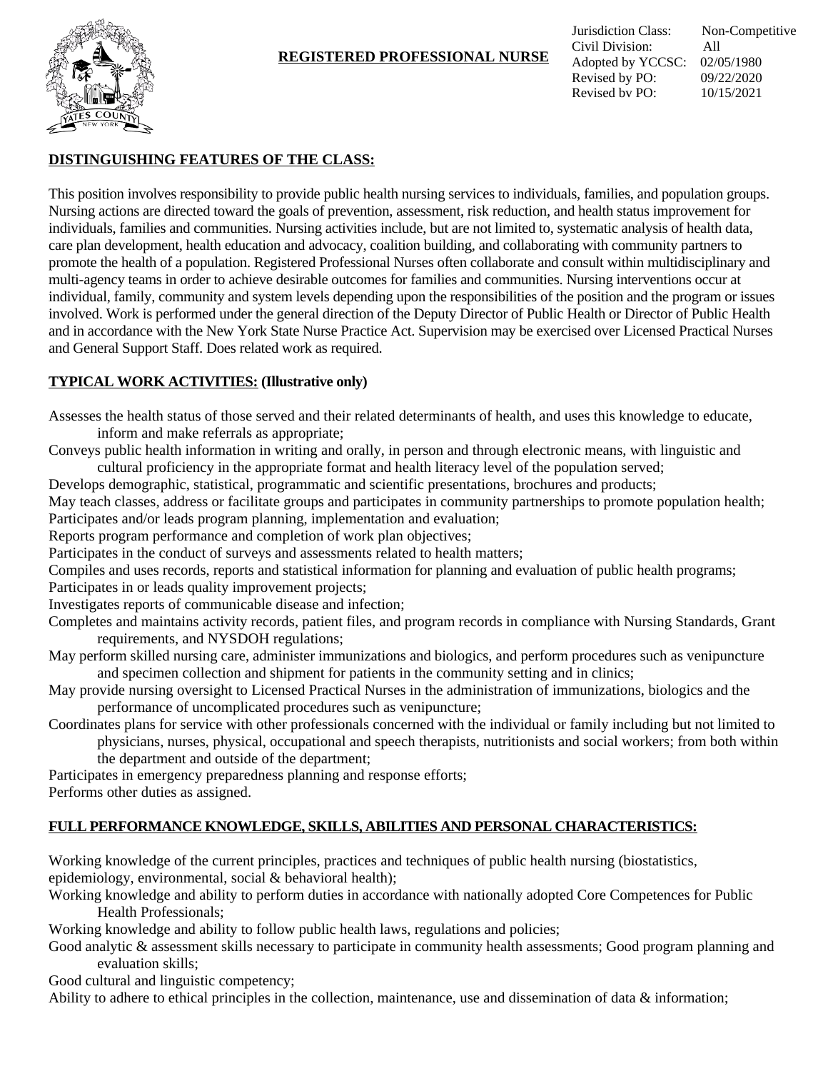# REGISTERED PROFESSIONAL NURSE

| | |
|---|---|
| Jurisdiction Class: | Non-Competitive |
| Civil Division: | All |
| Adopted by YCCSC: | 02/05/1980 |
| Revised by PO: | 09/22/2020 |
| Revised by PO: | 10/15/2021 |

## DISTINGUISHING FEATURES OF THE CLASS:

This position involves responsibility to provide public health nursing services to individuals, families, and population groups. Nursing actions are directed toward the goals of prevention, assessment, risk reduction, and health status improvement for individuals, families and communities. Nursing activities include, but are not limited to, systematic analysis of health data, care plan development, health education and advocacy, coalition building, and collaborating with community partners to promote the health of a population. Registered Professional Nurses often collaborate and consult within multidisciplinary and multi-agency teams in order to achieve desirable outcomes for families and communities. Nursing interventions occur at individual, family, community and system levels depending upon the responsibilities of the position and the program or issues involved. Work is performed under the general direction of the Deputy Director of Public Health or Director of Public Health and in accordance with the New York State Nurse Practice Act. Supervision may be exercised over Licensed Practical Nurses and General Support Staff. Does related work as required.

## TYPICAL WORK ACTIVITIES: (Illustrative only)

Assesses the health status of those served and their related determinants of health, and uses this knowledge to educate, inform and make referrals as appropriate;

Conveys public health information in writing and orally, in person and through electronic means, with linguistic and cultural proficiency in the appropriate format and health literacy level of the population served;

Develops demographic, statistical, programmatic and scientific presentations, brochures and products;

May teach classes, address or facilitate groups and participates in community partnerships to promote population health;

Participates and/or leads program planning, implementation and evaluation;

Reports program performance and completion of work plan objectives;

Participates in the conduct of surveys and assessments related to health matters;

Compiles and uses records, reports and statistical information for planning and evaluation of public health programs;

Participates in or leads quality improvement projects;

Investigates reports of communicable disease and infection;

Completes and maintains activity records, patient files, and program records in compliance with Nursing Standards, Grant requirements, and NYSDOH regulations;

May perform skilled nursing care, administer immunizations and biologics, and perform procedures such as venipuncture and specimen collection and shipment for patients in the community setting and in clinics;

May provide nursing oversight to Licensed Practical Nurses in the administration of immunizations, biologics and the performance of uncomplicated procedures such as venipuncture;

Coordinates plans for service with other professionals concerned with the individual or family including but not limited to physicians, nurses, physical, occupational and speech therapists, nutritionists and social workers; from both within the department and outside of the department;

Participates in emergency preparedness planning and response efforts;

Performs other duties as assigned.

## FULL PERFORMANCE KNOWLEDGE, SKILLS, ABILITIES AND PERSONAL CHARACTERISTICS:

Working knowledge of the current principles, practices and techniques of public health nursing (biostatistics, epidemiology, environmental, social & behavioral health);

Working knowledge and ability to perform duties in accordance with nationally adopted Core Competences for Public Health Professionals;

Working knowledge and ability to follow public health laws, regulations and policies;

Good analytic & assessment skills necessary to participate in community health assessments; Good program planning and evaluation skills;

Good cultural and linguistic competency;

Ability to adhere to ethical principles in the collection, maintenance, use and dissemination of data & information;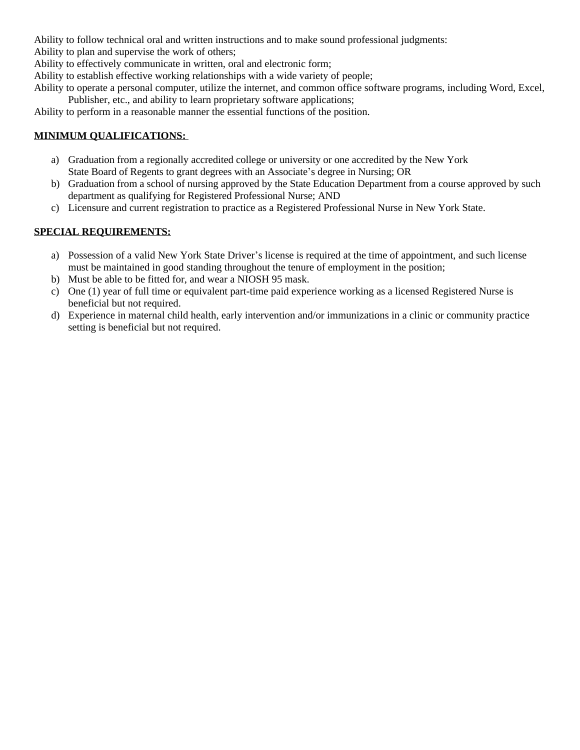Ability to follow technical oral and written instructions and to make sound professional judgments:
Ability to plan and supervise the work of others;
Ability to effectively communicate in written, oral and electronic form;
Ability to establish effective working relationships with a wide variety of people;
Ability to operate a personal computer, utilize the internet, and common office software programs, including Word, Excel, Publisher, etc., and ability to learn proprietary software applications;
Ability to perform in a reasonable manner the essential functions of the position.

**MINIMUM QUALIFICATIONS:**

a) Graduation from a regionally accredited college or university or one accredited by the New York State Board of Regents to grant degrees with an Associate's degree in Nursing; OR
b) Graduation from a school of nursing approved by the State Education Department from a course approved by such department as qualifying for Registered Professional Nurse; AND
c) Licensure and current registration to practice as a Registered Professional Nurse in New York State.

**SPECIAL REQUIREMENTS:**

a) Possession of a valid New York State Driver's license is required at the time of appointment, and such license must be maintained in good standing throughout the tenure of employment in the position;
b) Must be able to be fitted for, and wear a NIOSH 95 mask.
c) One (1) year of full time or equivalent part-time paid experience working as a licensed Registered Nurse is beneficial but not required.
d) Experience in maternal child health, early intervention and/or immunizations in a clinic or community practice setting is beneficial but not required.